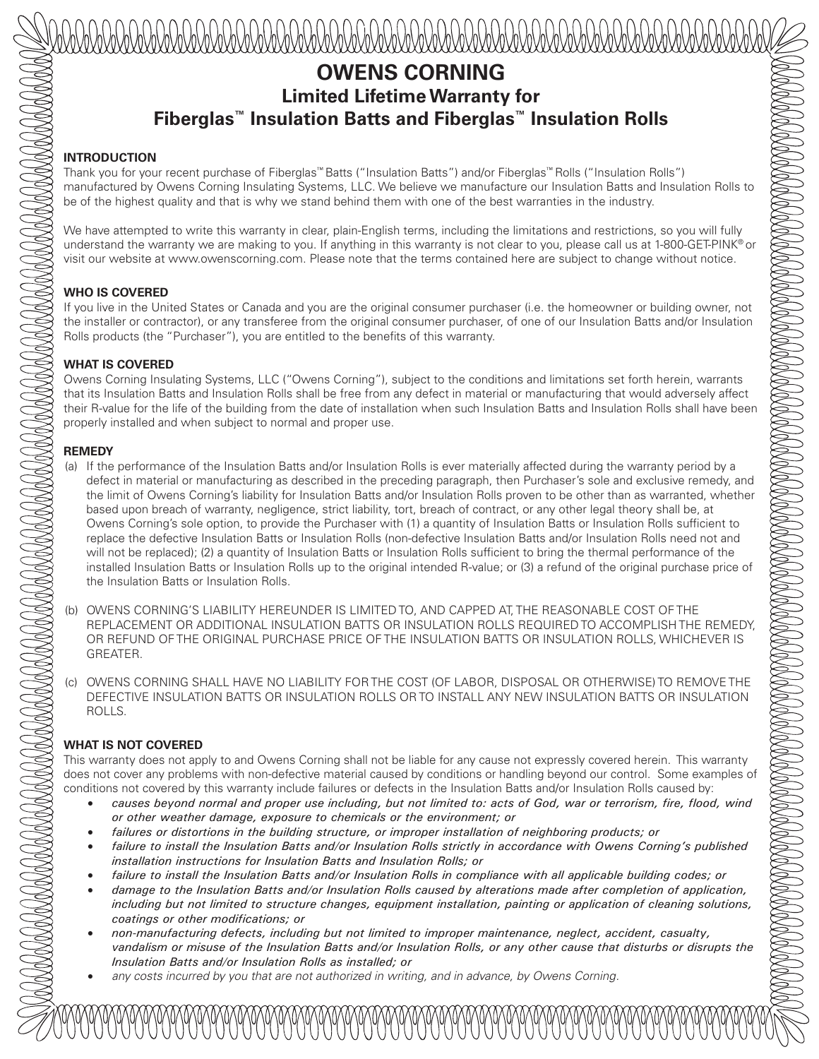# OWENS CORNING

## Limited Lifetime Warranty for Fiberglas™ Insulation Batts and Fiberglas™ Insulation Rolls

### INTRODUCTION

Thank you for your recent purchase of Fiberglas™ Batts ("Insulation Batts") and/or Fiberglas™ Rolls ("Insulation Rolls") manufactured by Owens Corning Insulating Systems, LLC. We believe we manufacture our Insulation Batts and Insulation Rolls to be of the highest quality and that is why we stand behind them with one of the best warranties in the industry.

We have attempted to write this warranty in clear, plain-English terms, including the limitations and restrictions, so you will fully understand the warranty we are making to you. If anything in this warranty is not clear to you, please call us at 1-800-GET-PINK® or visit our website at www.owenscorning.com. Please note that the terms contained here are subject to change without notice.

### WHO IS COVERED

If you live in the United States or Canada and you are the original consumer purchaser (i.e. the homeowner or building owner, not the installer or contractor), or any transferee from the original consumer purchaser, of one of our Insulation Batts and/or Insulation Rolls products (the "Purchaser"), you are entitled to the benefits of this warranty.

### WHAT IS COVERED

Owens Corning Insulating Systems, LLC ("Owens Corning"), subject to the conditions and limitations set forth herein, warrants that its Insulation Batts and Insulation Rolls shall be free from any defect in material or manufacturing that would adversely affect their R-value for the life of the building from the date of installation when such Insulation Batts and Insulation Rolls shall have been properly installed and when subject to normal and proper use.

### REMEDY

(a) If the performance of the Insulation Batts and/or Insulation Rolls is ever materially affected during the warranty period by a defect in material or manufacturing as described in the preceding paragraph, then Purchaser's sole and exclusive remedy, and the limit of Owens Corning's liability for Insulation Batts and/or Insulation Rolls proven to be other than as warranted, whether based upon breach of warranty, negligence, strict liability, tort, breach of contract, or any other legal theory shall be, at Owens Corning's sole option, to provide the Purchaser with (1) a quantity of Insulation Batts or Insulation Rolls sufficient to replace the defective Insulation Batts or Insulation Rolls (non-defective Insulation Batts and/or Insulation Rolls need not and will not be replaced); (2) a quantity of Insulation Batts or Insulation Rolls sufficient to bring the thermal performance of the installed Insulation Batts or Insulation Rolls up to the original intended R-value; or (3) a refund of the original purchase price of the Insulation Batts or Insulation Rolls.

(b) OWENS CORNING'S LIABILITY HEREUNDER IS LIMITED TO, AND CAPPED AT, THE REASONABLE COST OF THE REPLACEMENT OR ADDITIONAL INSULATION BATTS OR INSULATION ROLLS REQUIRED TO ACCOMPLISH THE REMEDY, OR REFUND OF THE ORIGINAL PURCHASE PRICE OF THE INSULATION BATTS OR INSULATION ROLLS, WHICHEVER IS GREATER.

(c) OWENS CORNING SHALL HAVE NO LIABILITY FOR THE COST (OF LABOR, DISPOSAL OR OTHERWISE) TO REMOVE THE DEFECTIVE INSULATION BATTS OR INSULATION ROLLS OR TO INSTALL ANY NEW INSULATION BATTS OR INSULATION ROLLS.

### WHAT IS NOT COVERED

This warranty does not apply to and Owens Corning shall not be liable for any cause not expressly covered herein. This warranty does not cover any problems with non-defective material caused by conditions or handling beyond our control. Some examples of conditions not covered by this warranty include failures or defects in the Insulation Batts and/or Insulation Rolls caused by:

- *causes beyond normal and proper use including, but not limited to: acts of God, war or terrorism, fire, flood, wind or other weather damage, exposure to chemicals or the environment; or*
- *failures or distortions in the building structure, or improper installation of neighboring products; or*
- *failure to install the Insulation Batts and/or Insulation Rolls strictly in accordance with Owens Corning's published installation instructions for Insulation Batts and Insulation Rolls; or*
- *failure to install the Insulation Batts and/or Insulation Rolls in compliance with all applicable building codes; or*
- *damage to the Insulation Batts and/or Insulation Rolls caused by alterations made after completion of application, including but not limited to structure changes, equipment installation, painting or application of cleaning solutions, coatings or other modifications; or*
- *non-manufacturing defects, including but not limited to improper maintenance, neglect, accident, casualty, vandalism or misuse of the Insulation Batts and/or Insulation Rolls, or any other cause that disturbs or disrupts the Insulation Batts and/or Insulation Rolls as installed; or*
- *any costs incurred by you that are not authorized in writing, and in advance, by Owens Corning.*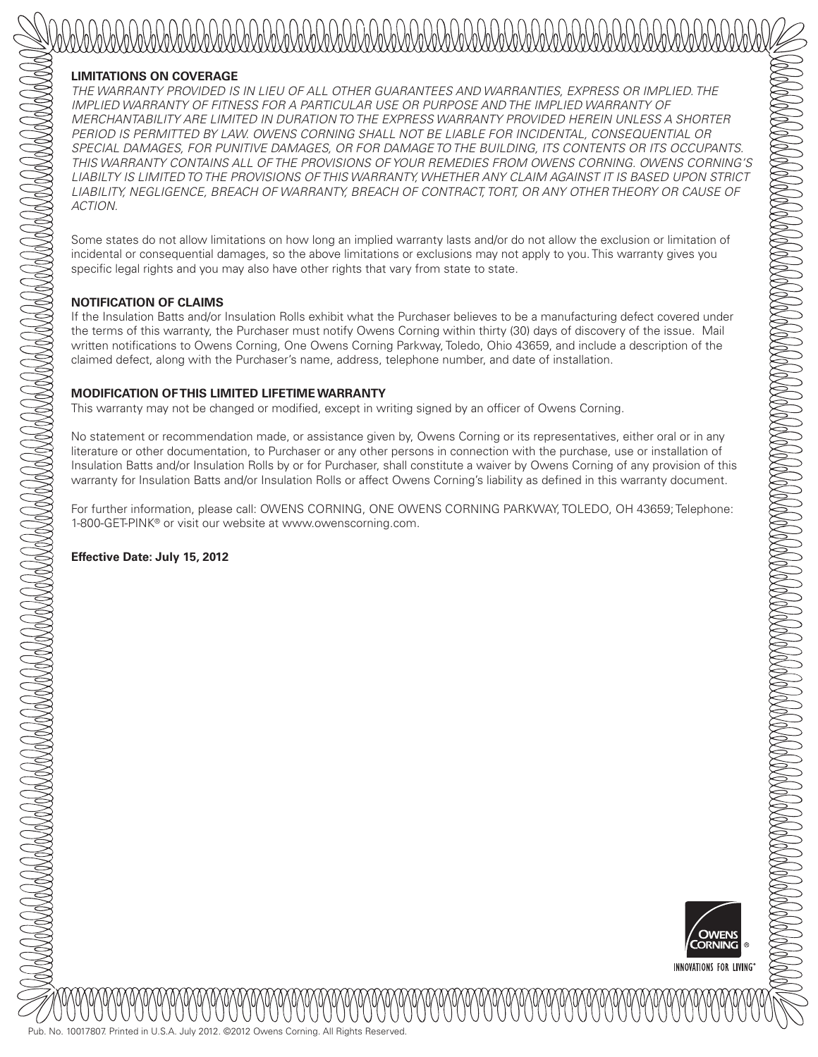**LIMITATIONS ON COVERAGE**

*THE WARRANTY PROVIDED IS IN LIEU OF ALL OTHER GUARANTEES AND WARRANTIES, EXPRESS OR IMPLIED. THE IMPLIED WARRANTY OF FITNESS FOR A PARTICULAR USE OR PURPOSE AND THE IMPLIED WARRANTY OF MERCHANTABILITY ARE LIMITED IN DURATION TO THE EXPRESS WARRANTY PROVIDED HEREIN UNLESS A SHORTER PERIOD IS PERMITTED BY LAW. OWENS CORNING SHALL NOT BE LIABLE FOR INCIDENTAL, CONSEQUENTIAL OR SPECIAL DAMAGES, FOR PUNITIVE DAMAGES, OR FOR DAMAGE TO THE BUILDING, ITS CONTENTS OR ITS OCCUPANTS. THIS WARRANTY CONTAINS ALL OF THE PROVISIONS OF YOUR REMEDIES FROM OWENS CORNING. OWENS CORNING'S LIABILTY IS LIMITED TO THE PROVISIONS OF THIS WARRANTY, WHETHER ANY CLAIM AGAINST IT IS BASED UPON STRICT LIABILITY, NEGLIGENCE, BREACH OF WARRANTY, BREACH OF CONTRACT, TORT, OR ANY OTHER THEORY OR CAUSE OF ACTION.*

Some states do not allow limitations on how long an implied warranty lasts and/or do not allow the exclusion or limitation of incidental or consequential damages, so the above limitations or exclusions may not apply to you. This warranty gives you specific legal rights and you may also have other rights that vary from state to state.

**NOTIFICATION OF CLAIMS**

If the Insulation Batts and/or Insulation Rolls exhibit what the Purchaser believes to be a manufacturing defect covered under the terms of this warranty, the Purchaser must notify Owens Corning within thirty (30) days of discovery of the issue. Mail written notifications to Owens Corning, One Owens Corning Parkway, Toledo, Ohio 43659, and include a description of the claimed defect, along with the Purchaser's name, address, telephone number, and date of installation.

**MODIFICATION OF THIS LIMITED LIFETIME WARRANTY**

This warranty may not be changed or modified, except in writing signed by an officer of Owens Corning.

No statement or recommendation made, or assistance given by, Owens Corning or its representatives, either oral or in any literature or other documentation, to Purchaser or any other persons in connection with the purchase, use or installation of Insulation Batts and/or Insulation Rolls by or for Purchaser, shall constitute a waiver by Owens Corning of any provision of this warranty for Insulation Batts and/or Insulation Rolls or affect Owens Corning's liability as defined in this warranty document.

For further information, please call: OWENS CORNING, ONE OWENS CORNING PARKWAY, TOLEDO, OH 43659; Telephone: 1-800-GET-PINK® or visit our website at www.owenscorning.com.

**Effective Date: July 15, 2012**

OWENS CORNING®

INNOVATIONS FOR LIVING®

Pub. No. 10017807. Printed in U.S.A. July 2012. ©2012 Owens Corning. All Rights Reserved.